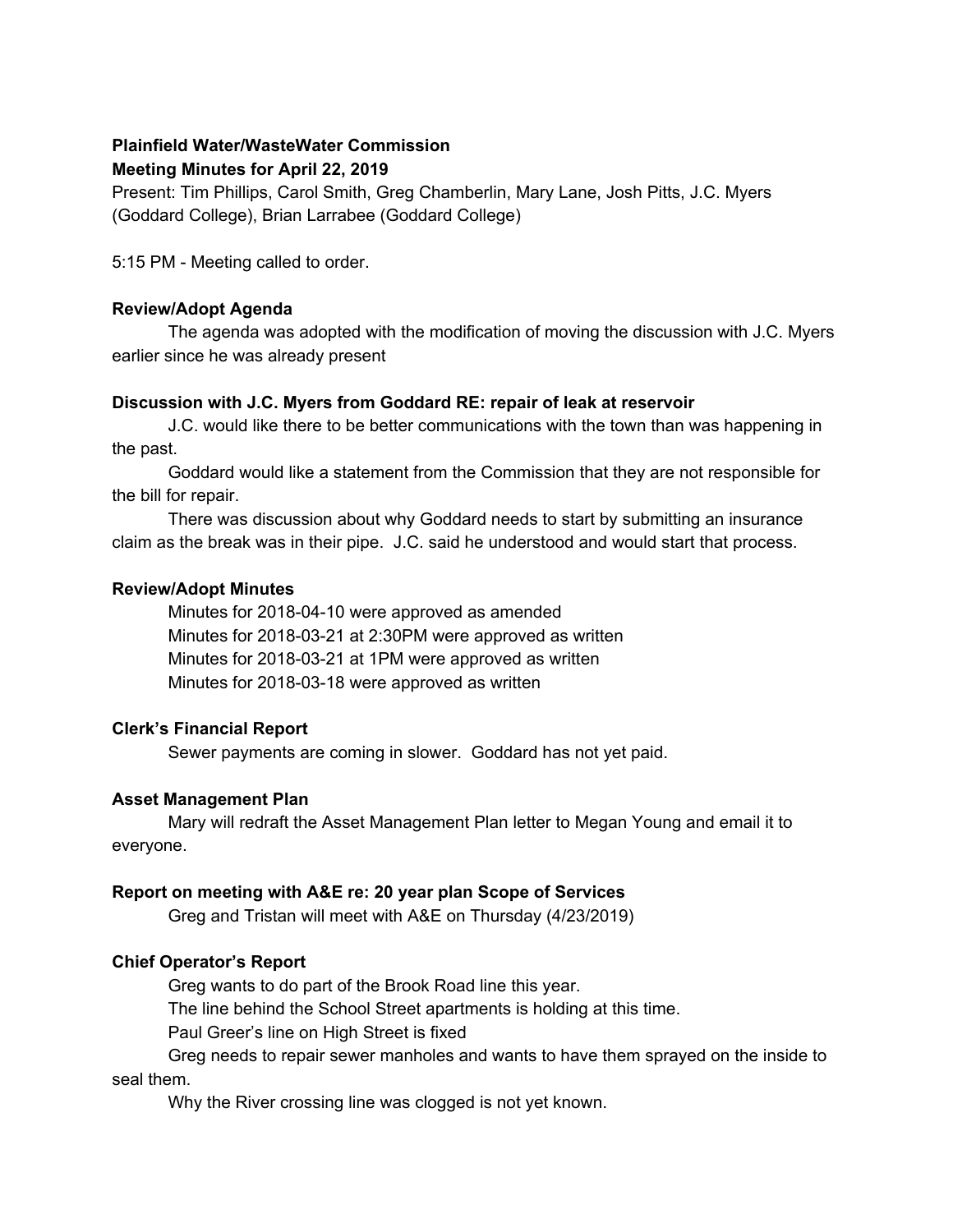**Plainfield Water/WasteWater Commission**

**Meeting Minutes for April 22, 2019**

Present: Tim Phillips, Carol Smith, Greg Chamberlin, Mary Lane, Josh Pitts, J.C. Myers (Goddard College), Brian Larrabee (Goddard College)

5:15 PM - Meeting called to order.

**Review/Adopt Agenda**

The agenda was adopted with the modification of moving the discussion with J.C. Myers earlier since he was already present

**Discussion with J.C. Myers from Goddard RE: repair of leak at reservoir**

J.C. would like there to be better communications with the town than was happening in the past.

Goddard would like a statement from the Commission that they are not responsible for the bill for repair.

There was discussion about why Goddard needs to start by submitting an insurance claim as the break was in their pipe. J.C. said he understood and would start that process.

**Review/Adopt Minutes**

Minutes for 2018-04-10 were approved as amended

Minutes for 2018-03-21 at 2:30PM were approved as written

Minutes for 2018-03-21 at 1PM were approved as written

Minutes for 2018-03-18 were approved as written

**Clerk's Financial Report**

Sewer payments are coming in slower. Goddard has not yet paid.

**Asset Management Plan**

Mary will redraft the Asset Management Plan letter to Megan Young and email it to everyone.

**Report on meeting with A&E re: 20 year plan Scope of Services**

Greg and Tristan will meet with A&E on Thursday (4/23/2019)

**Chief Operator's Report**

Greg wants to do part of the Brook Road line this year.

The line behind the School Street apartments is holding at this time.

Paul Greer's line on High Street is fixed

Greg needs to repair sewer manholes and wants to have them sprayed on the inside to seal them.

Why the River crossing line was clogged is not yet known.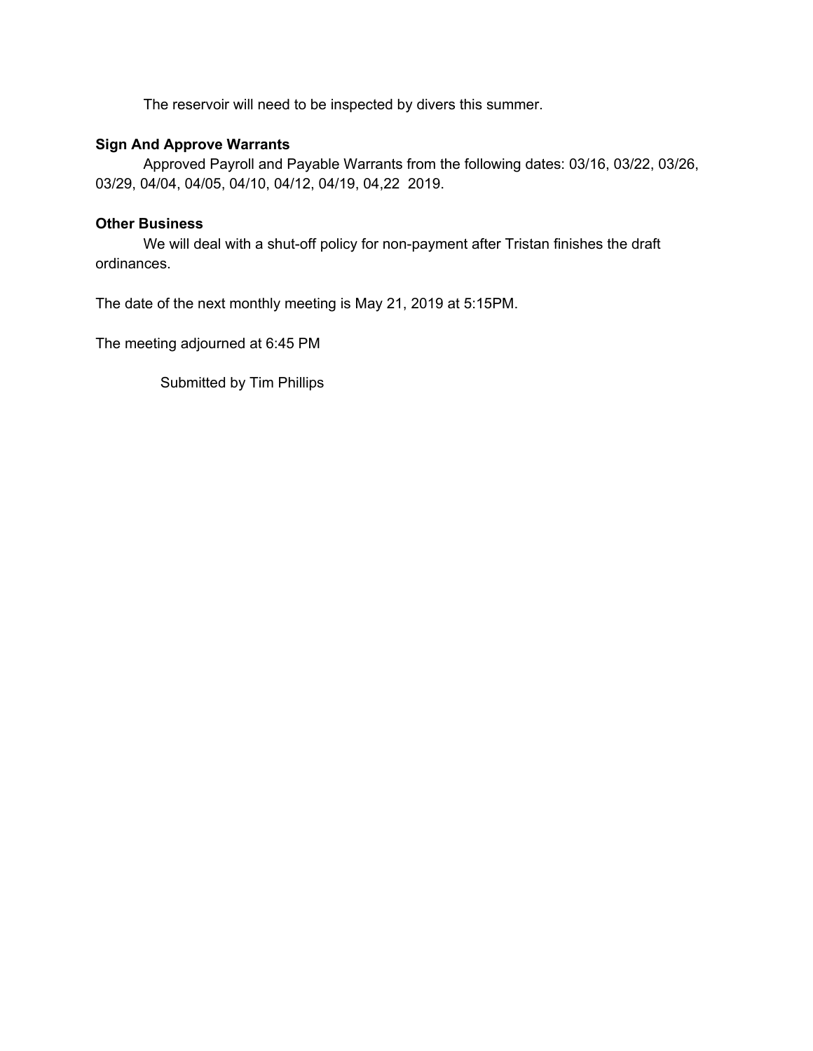The reservoir will need to be inspected by divers this summer.

**Sign And Approve Warrants**

Approved Payroll and Payable Warrants from the following dates: 03/16, 03/22, 03/26, 03/29, 04/04, 04/05, 04/10, 04/12, 04/19, 04,22 2019.

**Other Business**

We will deal with a shut-off policy for non-payment after Tristan finishes the draft ordinances.

The date of the next monthly meeting is May 21, 2019 at 5:15PM.

The meeting adjourned at 6:45 PM

Submitted by Tim Phillips